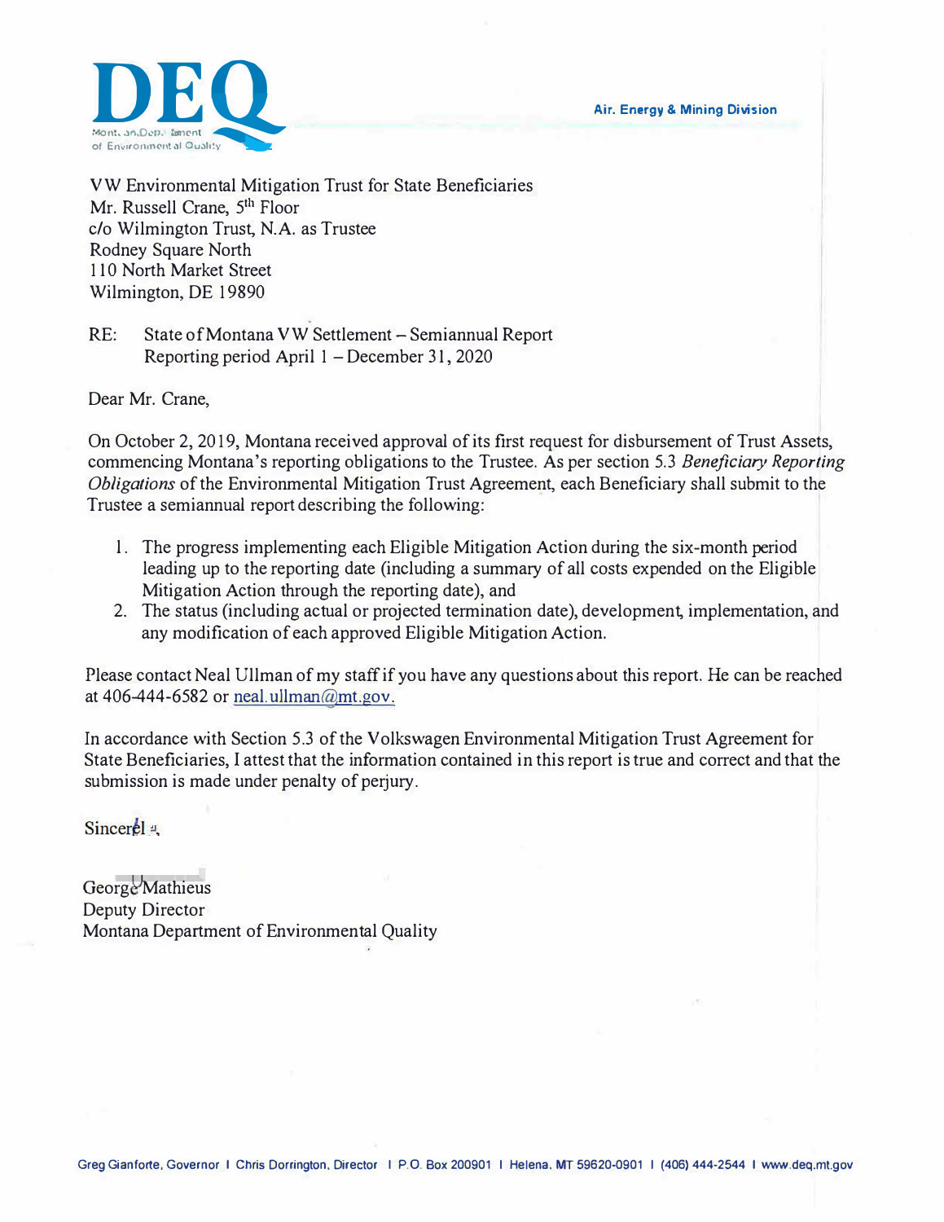DEQ
Montana Department of Environmental Quality

Air, Energy & Mining Division

VW Environmental Mitigation Trust for State Beneficiaries
Mr. Russell Crane, 5th Floor
c/o Wilmington Trust, N.A. as Trustee
Rodney Square North
110 North Market Street
Wilmington, DE 19890

RE: State of Montana VW Settlement – Semiannual Report
Reporting period April 1 – December 31, 2020

Dear Mr. Crane,

On October 2, 2019, Montana received approval of its first request for disbursement of Trust Assets, commencing Montana's reporting obligations to the Trustee. As per section 5.3 *Beneficiary Reporting Obligations* of the Environmental Mitigation Trust Agreement, each Beneficiary shall submit to the Trustee a semiannual report describing the following:

1. The progress implementing each Eligible Mitigation Action during the six-month period leading up to the reporting date (including a summary of all costs expended on the Eligible Mitigation Action through the reporting date), and
2. The status (including actual or projected termination date), development, implementation, and any modification of each approved Eligible Mitigation Action.

Please contact Neal Ullman of my staff if you have any questions about this report. He can be reached at 406-444-6582 or neal.ullman@mt.gov.

In accordance with Section 5.3 of the Volkswagen Environmental Mitigation Trust Agreement for State Beneficiaries, I attest that the information contained in this report is true and correct and that the submission is made under penalty of perjury.

Sincerely,

George Mathieus
Deputy Director
Montana Department of Environmental Quality

Greg Gianforte, Governor | Chris Dorrington, Director | P.O. Box 200901 | Helena, MT 59620-0901 | (406) 444-2544 | www.deq.mt.gov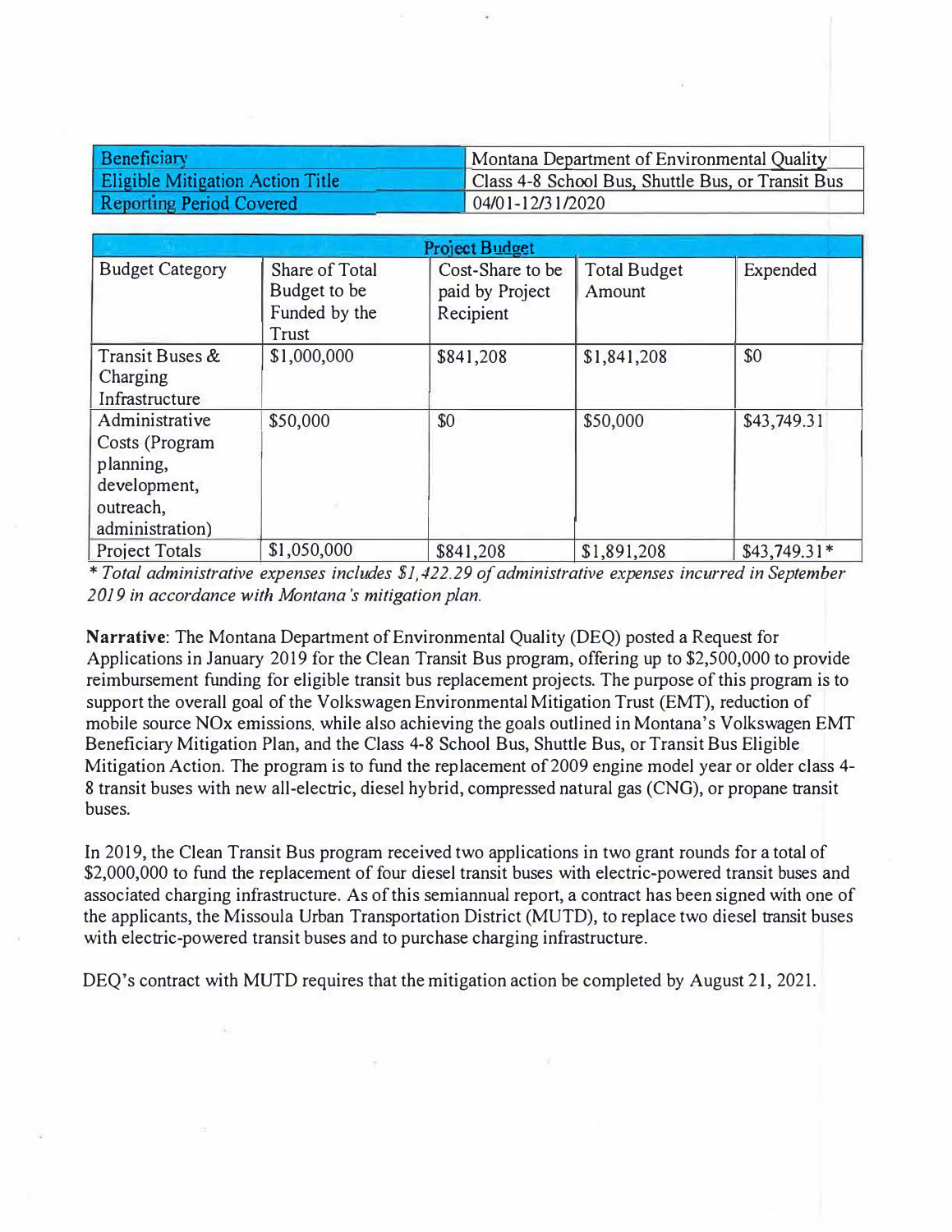| Beneficiary | Montana Department of Environmental Quality |
|---|---|
| Eligible Mitigation Action Title | Class 4-8 School Bus, Shuttle Bus, or Transit Bus |
| Reporting Period Covered | 04/01-12/31/2020 |

| Project Budget | | | | |
|---|---|---|---|---|
| Budget Category | Share of Total Budget to be Funded by the Trust | Cost-Share to be paid by Project Recipient | Total Budget Amount | Expended |
| Transit Buses & Charging Infrastructure | $1,000,000 | $841,208 | $1,841,208 | $0 |
| Administrative Costs (Program planning, development, outreach, administration) | $50,000 | $0 | $50,000 | $43,749.31 |
| Project Totals | $1,050,000 | $841,208 | $1,891,208 | $43,749.31* |

*\* Total administrative expenses includes $1,422.29 of administrative expenses incurred in September 2019 in accordance with Montana's mitigation plan.*

**Narrative**: The Montana Department of Environmental Quality (DEQ) posted a Request for Applications in January 2019 for the Clean Transit Bus program, offering up to $2,500,000 to provide reimbursement funding for eligible transit bus replacement projects. The purpose of this program is to support the overall goal of the Volkswagen Environmental Mitigation Trust (EMT), reduction of mobile source NOx emissions, while also achieving the goals outlined in Montana's Volkswagen EMT Beneficiary Mitigation Plan, and the Class 4-8 School Bus, Shuttle Bus, or Transit Bus Eligible Mitigation Action. The program is to fund the replacement of 2009 engine model year or older class 4-8 transit buses with new all-electric, diesel hybrid, compressed natural gas (CNG), or propane transit buses.

In 2019, the Clean Transit Bus program received two applications in two grant rounds for a total of $2,000,000 to fund the replacement of four diesel transit buses with electric-powered transit buses and associated charging infrastructure. As of this semiannual report, a contract has been signed with one of the applicants, the Missoula Urban Transportation District (MUTD), to replace two diesel transit buses with electric-powered transit buses and to purchase charging infrastructure.

DEQ's contract with MUTD requires that the mitigation action be completed by August 21, 2021.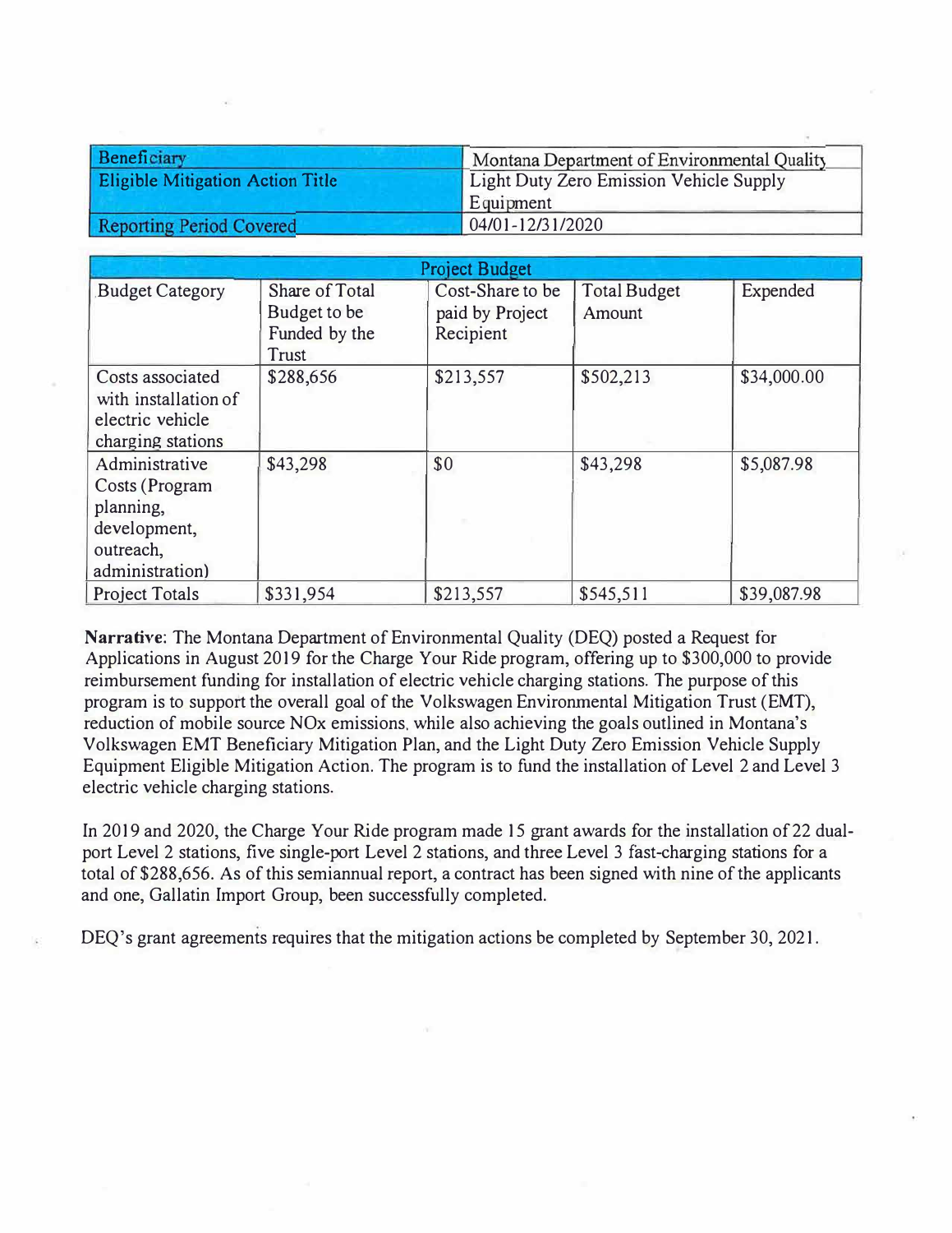| Beneficiary | Montana Department of Environmental Quality |
| --- | --- |
| Eligible Mitigation Action Title | Light Duty Zero Emission Vehicle Supply Equipment |
| Reporting Period Covered | 04/01-12/31/2020 |

| Project Budget | | | | |
| --- | --- | --- | --- | --- |
| Budget Category | Share of Total Budget to be Funded by the Trust | Cost-Share to be paid by Project Recipient | Total Budget Amount | Expended |
| Costs associated with installation of electric vehicle charging stations | $288,656 | $213,557 | $502,213 | $34,000.00 |
| Administrative Costs (Program planning, development, outreach, administration) | $43,298 | $0 | $43,298 | $5,087.98 |
| Project Totals | $331,954 | $213,557 | $545,511 | $39,087.98 |

**Narrative**: The Montana Department of Environmental Quality (DEQ) posted a Request for Applications in August 2019 for the Charge Your Ride program, offering up to $300,000 to provide reimbursement funding for installation of electric vehicle charging stations. The purpose of this program is to support the overall goal of the Volkswagen Environmental Mitigation Trust (EMT), reduction of mobile source NOx emissions, while also achieving the goals outlined in Montana's Volkswagen EMT Beneficiary Mitigation Plan, and the Light Duty Zero Emission Vehicle Supply Equipment Eligible Mitigation Action. The program is to fund the installation of Level 2 and Level 3 electric vehicle charging stations.

In 2019 and 2020, the Charge Your Ride program made 15 grant awards for the installation of 22 dual-port Level 2 stations, five single-port Level 2 stations, and three Level 3 fast-charging stations for a total of $288,656. As of this semiannual report, a contract has been signed with nine of the applicants and one, Gallatin Import Group, been successfully completed.

DEQ's grant agreements requires that the mitigation actions be completed by September 30, 2021.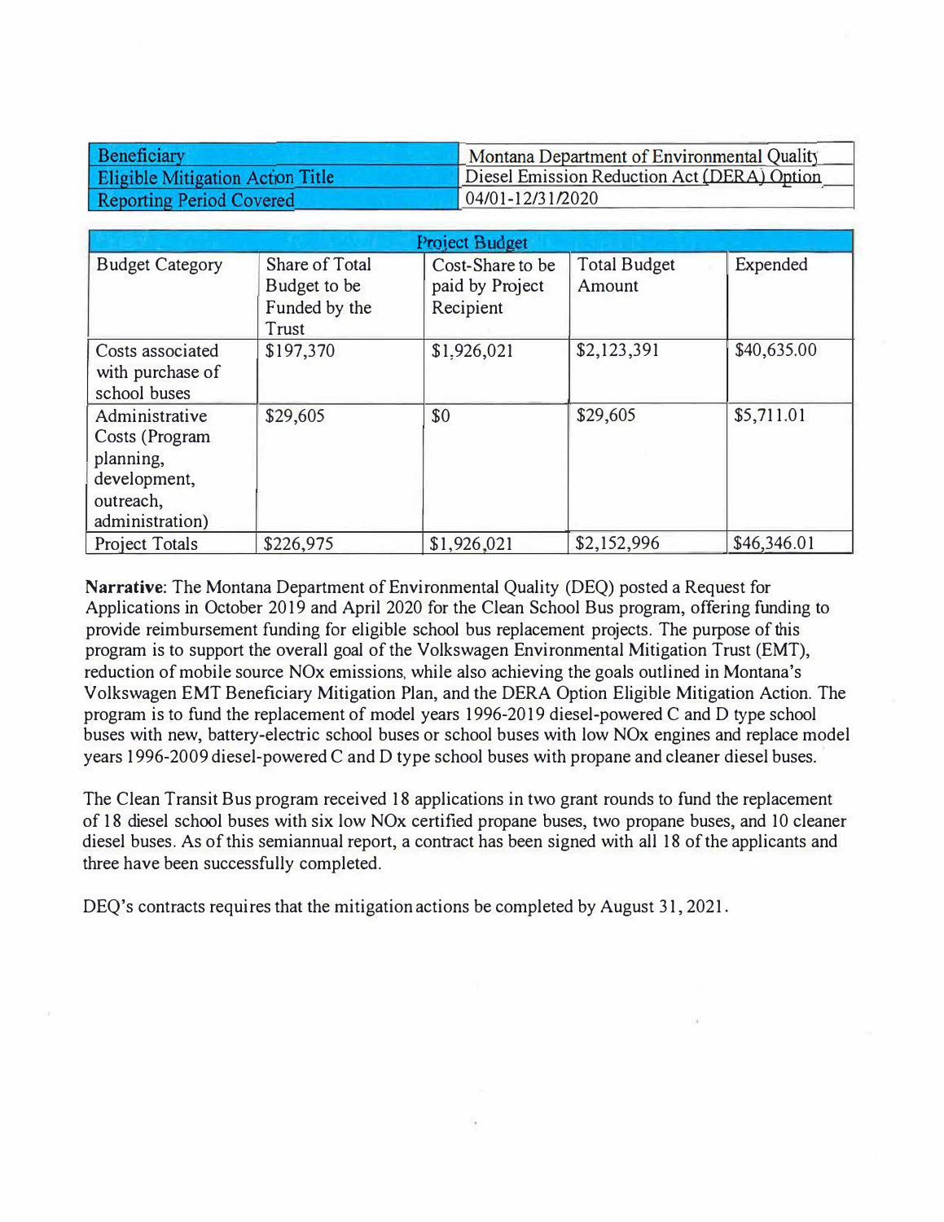| | |
|---|---|
| Beneficiary | Montana Department of Environmental Quality |
| Eligible Mitigation Action Title | Diesel Emission Reduction Act (DERA) Option |
| Reporting Period Covered | 04/01-12/31/2020 |

| Project Budget | | | | |
|---|---|---|---|---|
| Budget Category | Share of Total Budget to be Funded by the Trust | Cost-Share to be paid by Project Recipient | Total Budget Amount | Expended |
| Costs associated with purchase of school buses | $197,370 | $1,926,021 | $2,123,391 | $40,635.00 |
| Administrative Costs (Program planning, development, outreach, administration) | $29,605 | $0 | $29,605 | $5,711.01 |
| Project Totals | $226,975 | $1,926,021 | $2,152,996 | $46,346.01 |

**Narrative**: The Montana Department of Environmental Quality (DEQ) posted a Request for Applications in October 2019 and April 2020 for the Clean School Bus program, offering funding to provide reimbursement funding for eligible school bus replacement projects. The purpose of this program is to support the overall goal of the Volkswagen Environmental Mitigation Trust (EMT), reduction of mobile source NOx emissions, while also achieving the goals outlined in Montana's Volkswagen EMT Beneficiary Mitigation Plan, and the DERA Option Eligible Mitigation Action. The program is to fund the replacement of model years 1996-2019 diesel-powered C and D type school buses with new, battery-electric school buses or school buses with low NOx engines and replace model years 1996-2009 diesel-powered C and D type school buses with propane and cleaner diesel buses.

The Clean Transit Bus program received 18 applications in two grant rounds to fund the replacement of 18 diesel school buses with six low NOx certified propane buses, two propane buses, and 10 cleaner diesel buses. As of this semiannual report, a contract has been signed with all 18 of the applicants and three have been successfully completed.

DEQ's contracts requires that the mitigation actions be completed by August 31, 2021.